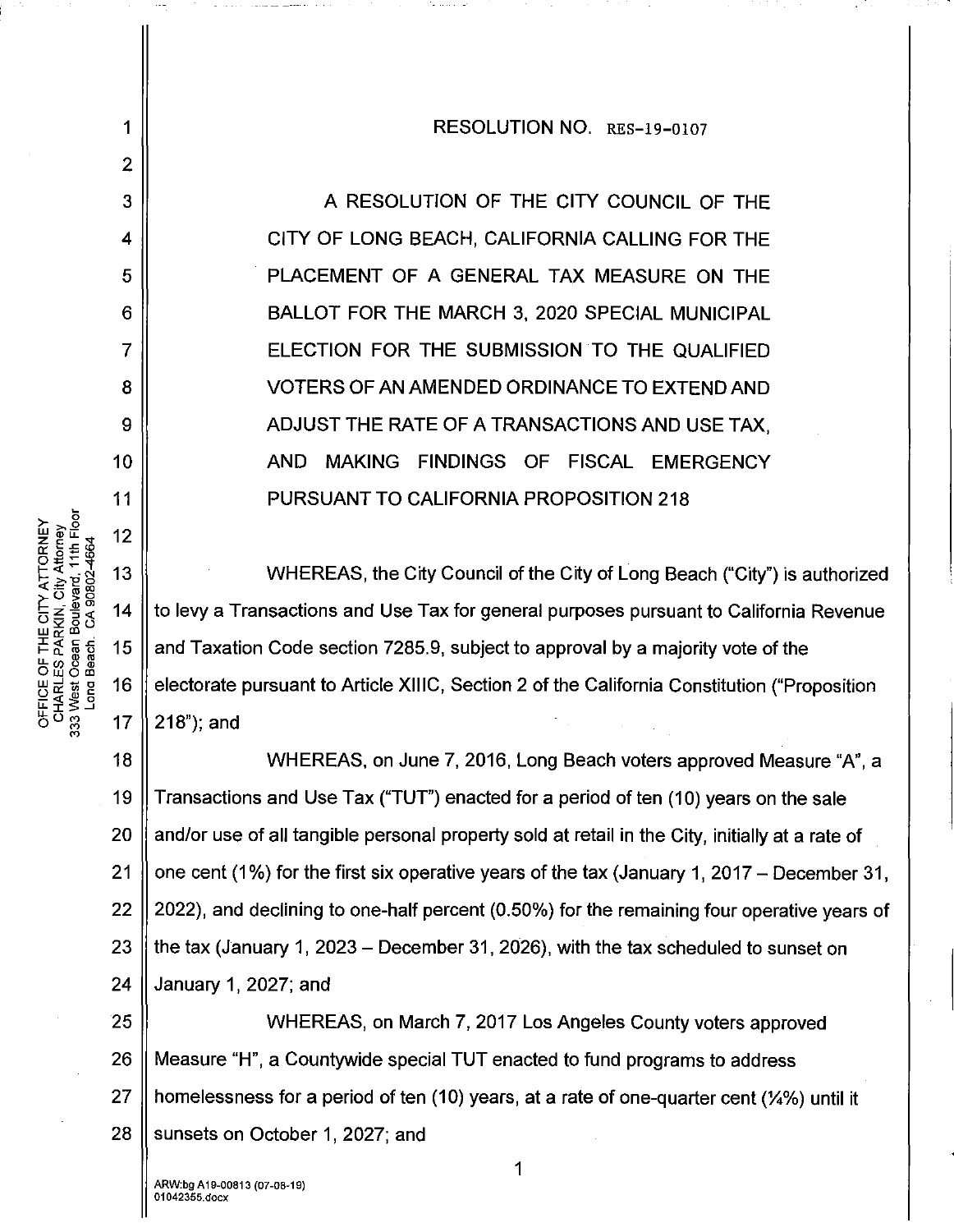RESOLUTION NO. RES-19-0107

A RESOLUTION OF THE CITY COUNCIL OF THE CITY OF LONG BEACH, CALIFORNIA CALLING FOR THE PLACEMENT OF A GENERAL TAX MEASURE ON THE BALLOT FOR THE MARCH 3, 2020 SPECIAL MUNICIPAL ELECTION FOR THE SUBMISSION TO THE QUALIFIED VOTERS OF AN AMENDED ORDINANCE TO EXTEND AND ADJUST THE RATE OF A TRANSACTIONS AND USE TAX, AND MAKING FINDINGS OF FISCAL EMERGENCY PURSUANT TO CALIFORNIA PROPOSITION 218

WHEREAS, the City Council of the City of Long Beach ("City") is authorized to levy a Transactions and Use Tax for general purposes pursuant to California Revenue and Taxation Code section 7285.9, subject to approval by a majority vote of the electorate pursuant to Article XIIIC, Section 2 of the California Constitution ("Proposition 218"); and

WHEREAS, on June 7, 2016, Long Beach voters approved Measure "A", a Transactions and Use Tax ("TUT") enacted for a period of ten (10) years on the sale and/or use of all tangible personal property sold at retail in the City, initially at a rate of one cent (1%) for the first six operative years of the tax (January 1, 2017 – December 31, 2022), and declining to one-half percent (0.50%) for the remaining four operative years of the tax (January 1, 2023 – December 31, 2026), with the tax scheduled to sunset on January 1, 2027; and

WHEREAS, on March 7, 2017 Los Angeles County voters approved Measure "H", a Countywide special TUT enacted to fund programs to address homelessness for a period of ten (10) years, at a rate of one-quarter cent (¼%) until it sunsets on October 1, 2027; and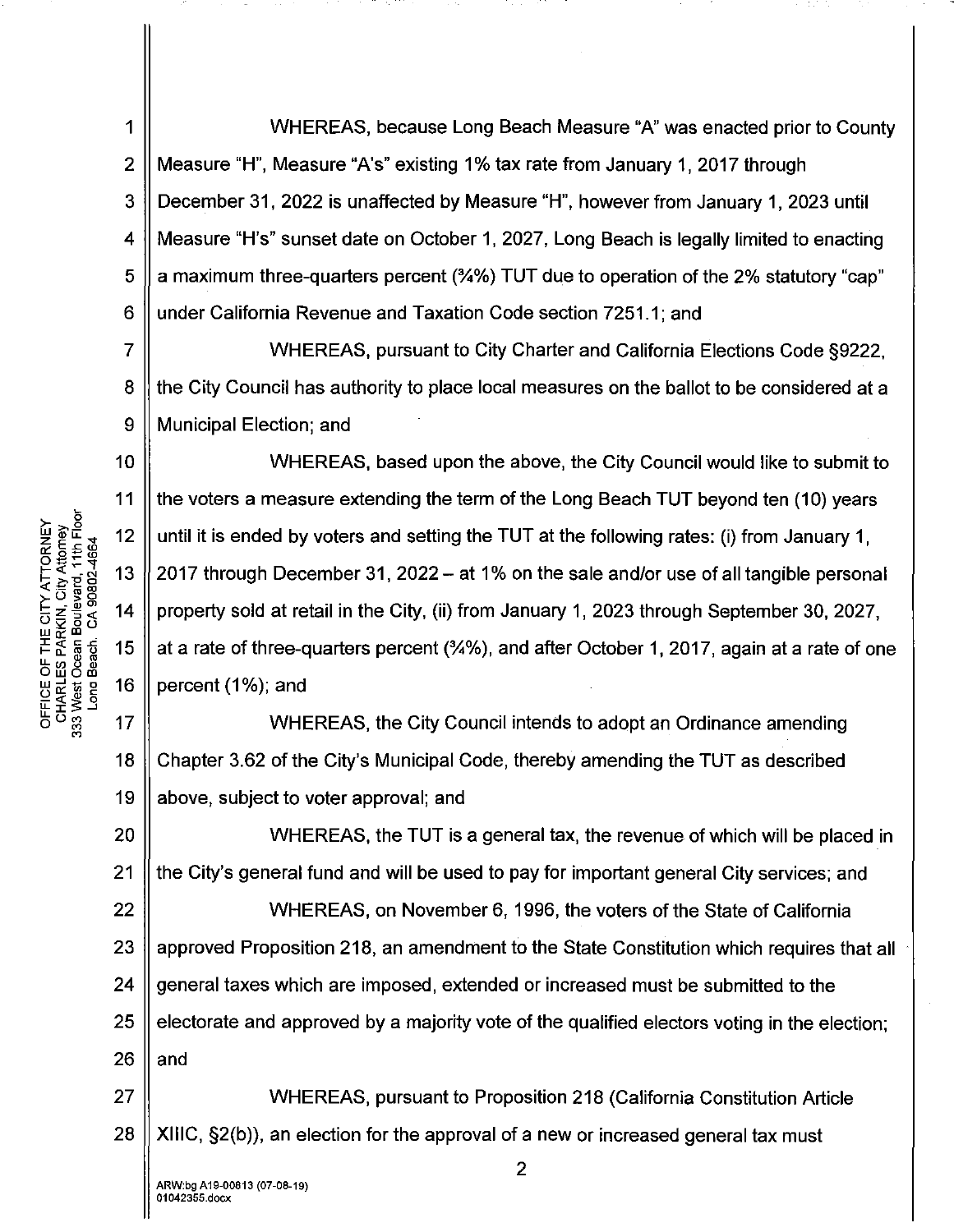WHEREAS, because Long Beach Measure "A" was enacted prior to County Measure "H", Measure "A's" existing 1% tax rate from January 1, 2017 through December 31, 2022 is unaffected by Measure "H", however from January 1, 2023 until Measure "H's" sunset date on October 1, 2027, Long Beach is legally limited to enacting a maximum three-quarters percent (¾%) TUT due to operation of the 2% statutory "cap" under California Revenue and Taxation Code section 7251.1; and

WHEREAS, pursuant to City Charter and California Elections Code §9222, the City Council has authority to place local measures on the ballot to be considered at a Municipal Election; and

WHEREAS, based upon the above, the City Council would like to submit to the voters a measure extending the term of the Long Beach TUT beyond ten (10) years until it is ended by voters and setting the TUT at the following rates: (i) from January 1, 2017 through December 31, 2022 – at 1% on the sale and/or use of all tangible personal property sold at retail in the City, (ii) from January 1, 2023 through September 30, 2027, at a rate of three-quarters percent (¾%), and after October 1, 2017, again at a rate of one percent (1%); and

WHEREAS, the City Council intends to adopt an Ordinance amending Chapter 3.62 of the City's Municipal Code, thereby amending the TUT as described above, subject to voter approval; and

WHEREAS, the TUT is a general tax, the revenue of which will be placed in the City's general fund and will be used to pay for important general City services; and

WHEREAS, on November 6, 1996, the voters of the State of California approved Proposition 218, an amendment to the State Constitution which requires that all general taxes which are imposed, extended or increased must be submitted to the electorate and approved by a majority vote of the qualified electors voting in the election; and

WHEREAS, pursuant to Proposition 218 (California Constitution Article XIIIC, §2(b)), an election for the approval of a new or increased general tax must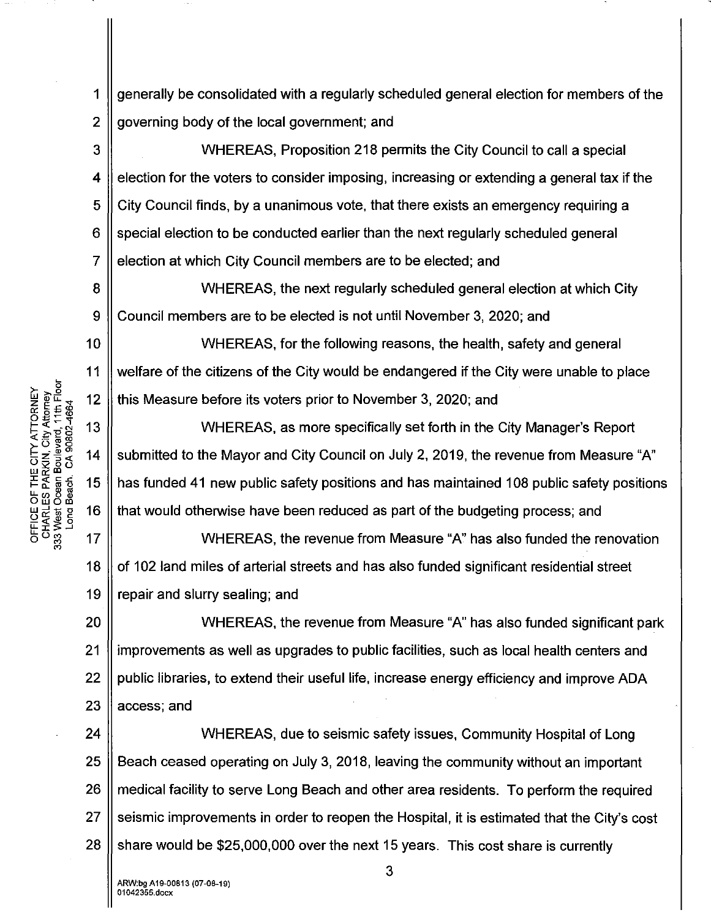generally be consolidated with a regularly scheduled general election for members of the governing body of the local government; and

WHEREAS, Proposition 218 permits the City Council to call a special election for the voters to consider imposing, increasing or extending a general tax if the City Council finds, by a unanimous vote, that there exists an emergency requiring a special election to be conducted earlier than the next regularly scheduled general election at which City Council members are to be elected; and

WHEREAS, the next regularly scheduled general election at which City Council members are to be elected is not until November 3, 2020; and

WHEREAS, for the following reasons, the health, safety and general welfare of the citizens of the City would be endangered if the City were unable to place this Measure before its voters prior to November 3, 2020; and

WHEREAS, as more specifically set forth in the City Manager's Report submitted to the Mayor and City Council on July 2, 2019, the revenue from Measure "A" has funded 41 new public safety positions and has maintained 108 public safety positions that would otherwise have been reduced as part of the budgeting process; and

WHEREAS, the revenue from Measure "A" has also funded the renovation of 102 land miles of arterial streets and has also funded significant residential street repair and slurry sealing; and

WHEREAS, the revenue from Measure "A" has also funded significant park improvements as well as upgrades to public facilities, such as local health centers and public libraries, to extend their useful life, increase energy efficiency and improve ADA access; and

WHEREAS, due to seismic safety issues, Community Hospital of Long Beach ceased operating on July 3, 2018, leaving the community without an important medical facility to serve Long Beach and other area residents. To perform the required seismic improvements in order to reopen the Hospital, it is estimated that the City's cost share would be $25,000,000 over the next 15 years. This cost share is currently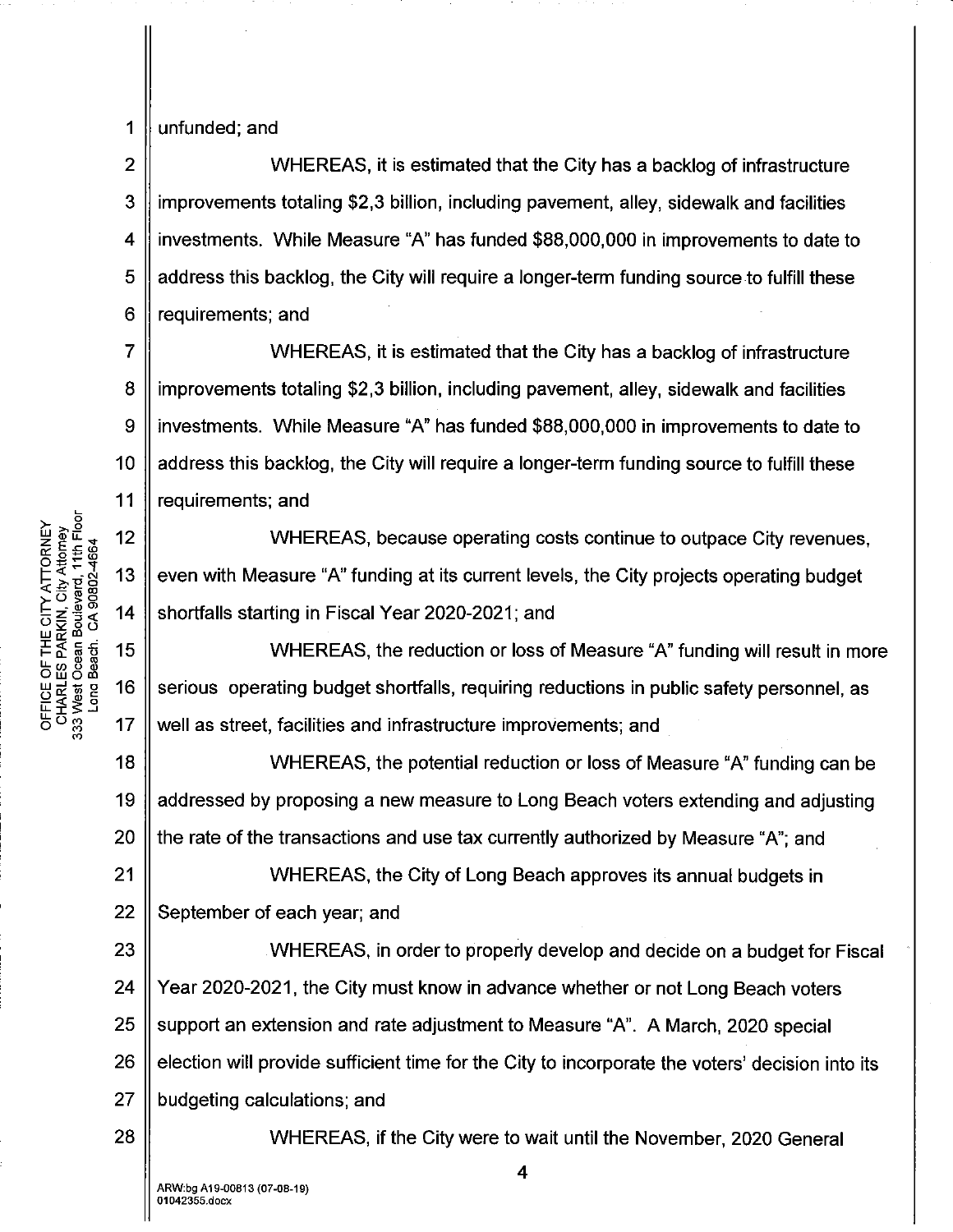unfunded; and

WHEREAS, it is estimated that the City has a backlog of infrastructure improvements totaling $2,3 billion, including pavement, alley, sidewalk and facilities investments. While Measure "A" has funded $88,000,000 in improvements to date to address this backlog, the City will require a longer-term funding source to fulfill these requirements; and

WHEREAS, it is estimated that the City has a backlog of infrastructure improvements totaling $2,3 billion, including pavement, alley, sidewalk and facilities investments. While Measure "A" has funded $88,000,000 in improvements to date to address this backlog, the City will require a longer-term funding source to fulfill these requirements; and

WHEREAS, because operating costs continue to outpace City revenues, even with Measure "A" funding at its current levels, the City projects operating budget shortfalls starting in Fiscal Year 2020-2021; and

WHEREAS, the reduction or loss of Measure "A" funding will result in more serious operating budget shortfalls, requiring reductions in public safety personnel, as well as street, facilities and infrastructure improvements; and

WHEREAS, the potential reduction or loss of Measure "A" funding can be addressed by proposing a new measure to Long Beach voters extending and adjusting the rate of the transactions and use tax currently authorized by Measure "A"; and

WHEREAS, the City of Long Beach approves its annual budgets in September of each year; and

WHEREAS, in order to properly develop and decide on a budget for Fiscal Year 2020-2021, the City must know in advance whether or not Long Beach voters support an extension and rate adjustment to Measure "A". A March, 2020 special election will provide sufficient time for the City to incorporate the voters' decision into its budgeting calculations; and

WHEREAS, if the City were to wait until the November, 2020 General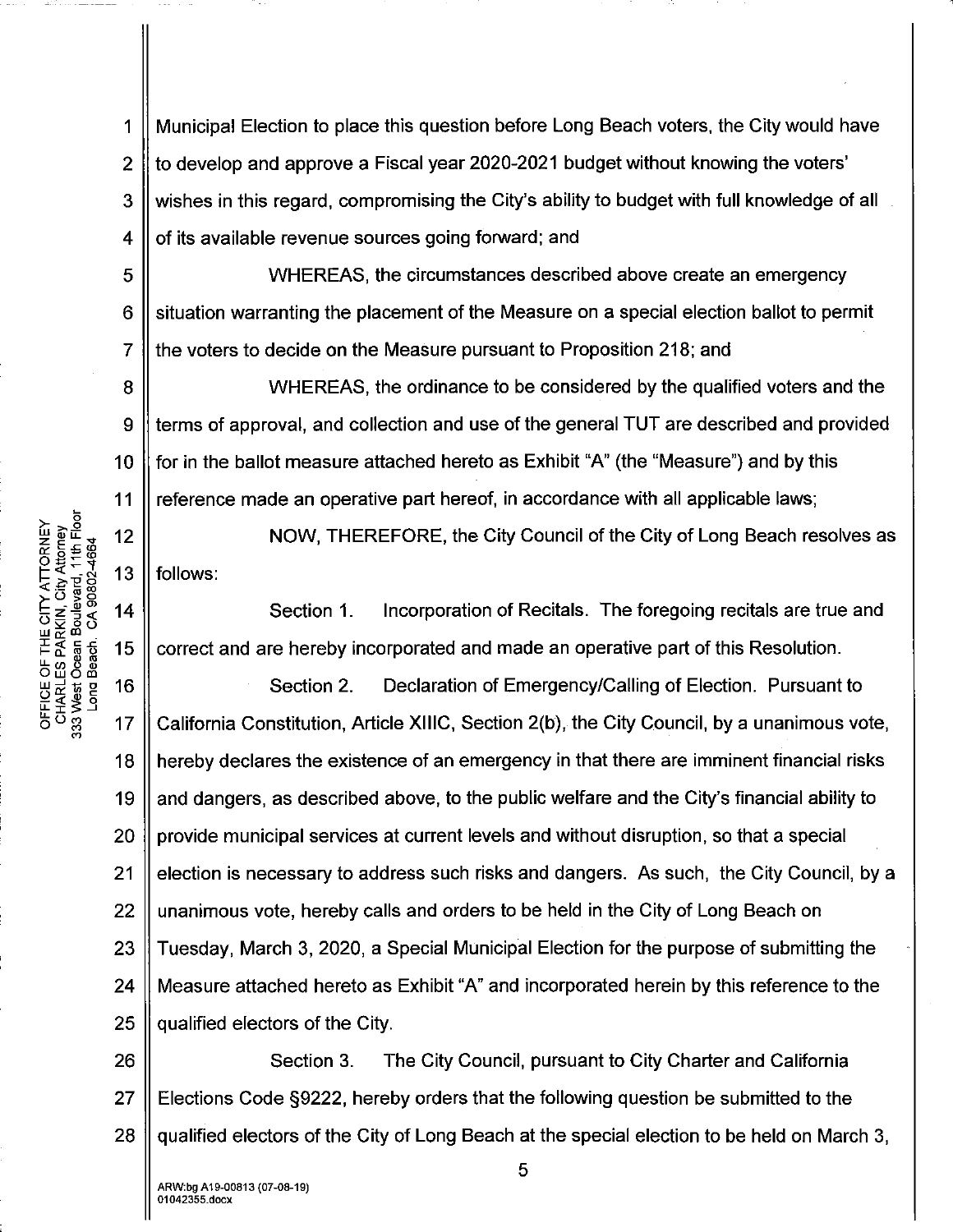Municipal Election to place this question before Long Beach voters, the City would have to develop and approve a Fiscal year 2020-2021 budget without knowing the voters' wishes in this regard, compromising the City's ability to budget with full knowledge of all of its available revenue sources going forward; and

WHEREAS, the circumstances described above create an emergency situation warranting the placement of the Measure on a special election ballot to permit the voters to decide on the Measure pursuant to Proposition 218; and

WHEREAS, the ordinance to be considered by the qualified voters and the terms of approval, and collection and use of the general TUT are described and provided for in the ballot measure attached hereto as Exhibit "A" (the "Measure") and by this reference made an operative part hereof, in accordance with all applicable laws;

NOW, THEREFORE, the City Council of the City of Long Beach resolves as follows:

Section 1. Incorporation of Recitals. The foregoing recitals are true and correct and are hereby incorporated and made an operative part of this Resolution.

Section 2. Declaration of Emergency/Calling of Election. Pursuant to California Constitution, Article XIIIC, Section 2(b), the City Council, by a unanimous vote, hereby declares the existence of an emergency in that there are imminent financial risks and dangers, as described above, to the public welfare and the City's financial ability to provide municipal services at current levels and without disruption, so that a special election is necessary to address such risks and dangers. As such, the City Council, by a unanimous vote, hereby calls and orders to be held in the City of Long Beach on Tuesday, March 3, 2020, a Special Municipal Election for the purpose of submitting the Measure attached hereto as Exhibit "A" and incorporated herein by this reference to the qualified electors of the City.

Section 3. The City Council, pursuant to City Charter and California Elections Code §9222, hereby orders that the following question be submitted to the qualified electors of the City of Long Beach at the special election to be held on March 3,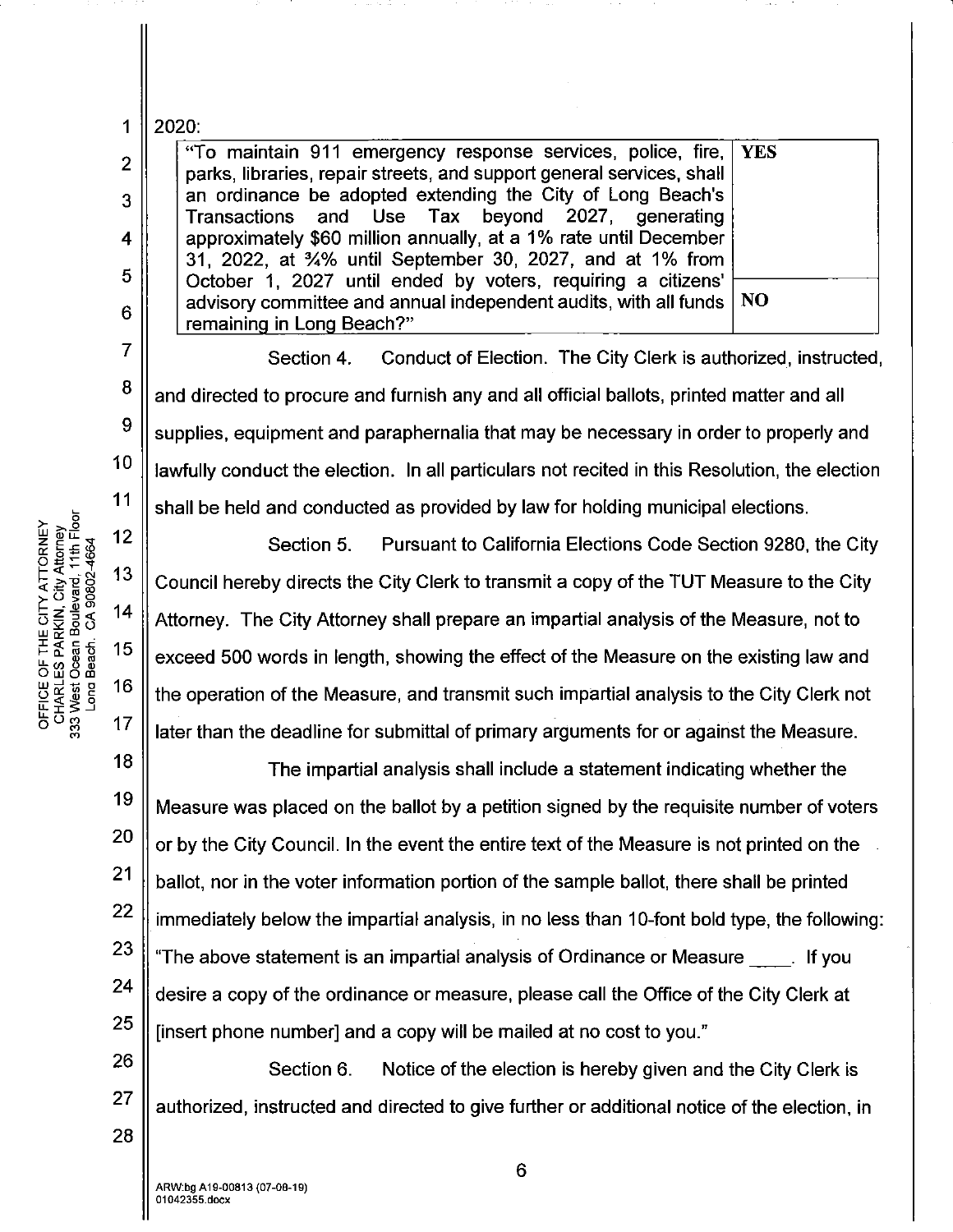2020:

| "To maintain 911 emergency response services, police, fire, parks, libraries, repair streets, and support general services, shall an ordinance be adopted extending the City of Long Beach's Transactions and Use Tax beyond 2027, generating approximately $60 million annually, at a 1% rate until December 31, 2022, at ¾% until September 30, 2027, and at 1% from October 1, 2027 until ended by voters, requiring a citizens' advisory committee and annual independent audits, with all funds remaining in Long Beach?" | **YES** |
|---|---|
| | **NO** |

Section 4. Conduct of Election. The City Clerk is authorized, instructed, and directed to procure and furnish any and all official ballots, printed matter and all supplies, equipment and paraphernalia that may be necessary in order to properly and lawfully conduct the election. In all particulars not recited in this Resolution, the election shall be held and conducted as provided by law for holding municipal elections.

Section 5. Pursuant to California Elections Code Section 9280, the City Council hereby directs the City Clerk to transmit a copy of the TUT Measure to the City Attorney. The City Attorney shall prepare an impartial analysis of the Measure, not to exceed 500 words in length, showing the effect of the Measure on the existing law and the operation of the Measure, and transmit such impartial analysis to the City Clerk not later than the deadline for submittal of primary arguments for or against the Measure.

The impartial analysis shall include a statement indicating whether the Measure was placed on the ballot by a petition signed by the requisite number of voters or by the City Council. In the event the entire text of the Measure is not printed on the ballot, nor in the voter information portion of the sample ballot, there shall be printed immediately below the impartial analysis, in no less than 10-font bold type, the following: "The above statement is an impartial analysis of Ordinance or Measure ____. If you desire a copy of the ordinance or measure, please call the Office of the City Clerk at [insert phone number] and a copy will be mailed at no cost to you."

Section 6. Notice of the election is hereby given and the City Clerk is authorized, instructed and directed to give further or additional notice of the election, in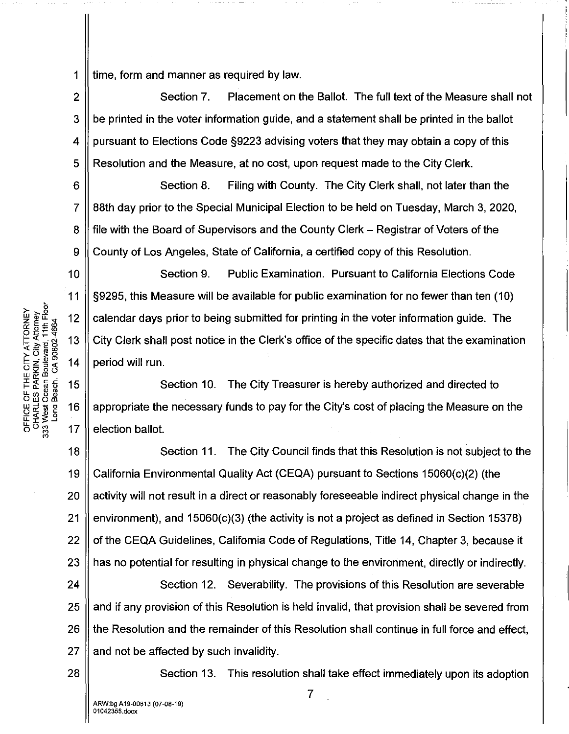time, form and manner as required by law.

Section 7. Placement on the Ballot. The full text of the Measure shall not be printed in the voter information guide, and a statement shall be printed in the ballot pursuant to Elections Code §9223 advising voters that they may obtain a copy of this Resolution and the Measure, at no cost, upon request made to the City Clerk.

Section 8. Filing with County. The City Clerk shall, not later than the 88th day prior to the Special Municipal Election to be held on Tuesday, March 3, 2020, file with the Board of Supervisors and the County Clerk – Registrar of Voters of the County of Los Angeles, State of California, a certified copy of this Resolution.

Section 9. Public Examination. Pursuant to California Elections Code §9295, this Measure will be available for public examination for no fewer than ten (10) calendar days prior to being submitted for printing in the voter information guide. The City Clerk shall post notice in the Clerk's office of the specific dates that the examination period will run.

Section 10. The City Treasurer is hereby authorized and directed to appropriate the necessary funds to pay for the City's cost of placing the Measure on the election ballot.

Section 11. The City Council finds that this Resolution is not subject to the California Environmental Quality Act (CEQA) pursuant to Sections 15060(c)(2) (the activity will not result in a direct or reasonably foreseeable indirect physical change in the environment), and 15060(c)(3) (the activity is not a project as defined in Section 15378) of the CEQA Guidelines, California Code of Regulations, Title 14, Chapter 3, because it has no potential for resulting in physical change to the environment, directly or indirectly.

Section 12. Severability. The provisions of this Resolution are severable and if any provision of this Resolution is held invalid, that provision shall be severed from the Resolution and the remainder of this Resolution shall continue in full force and effect, and not be affected by such invalidity.

Section 13. This resolution shall take effect immediately upon its adoption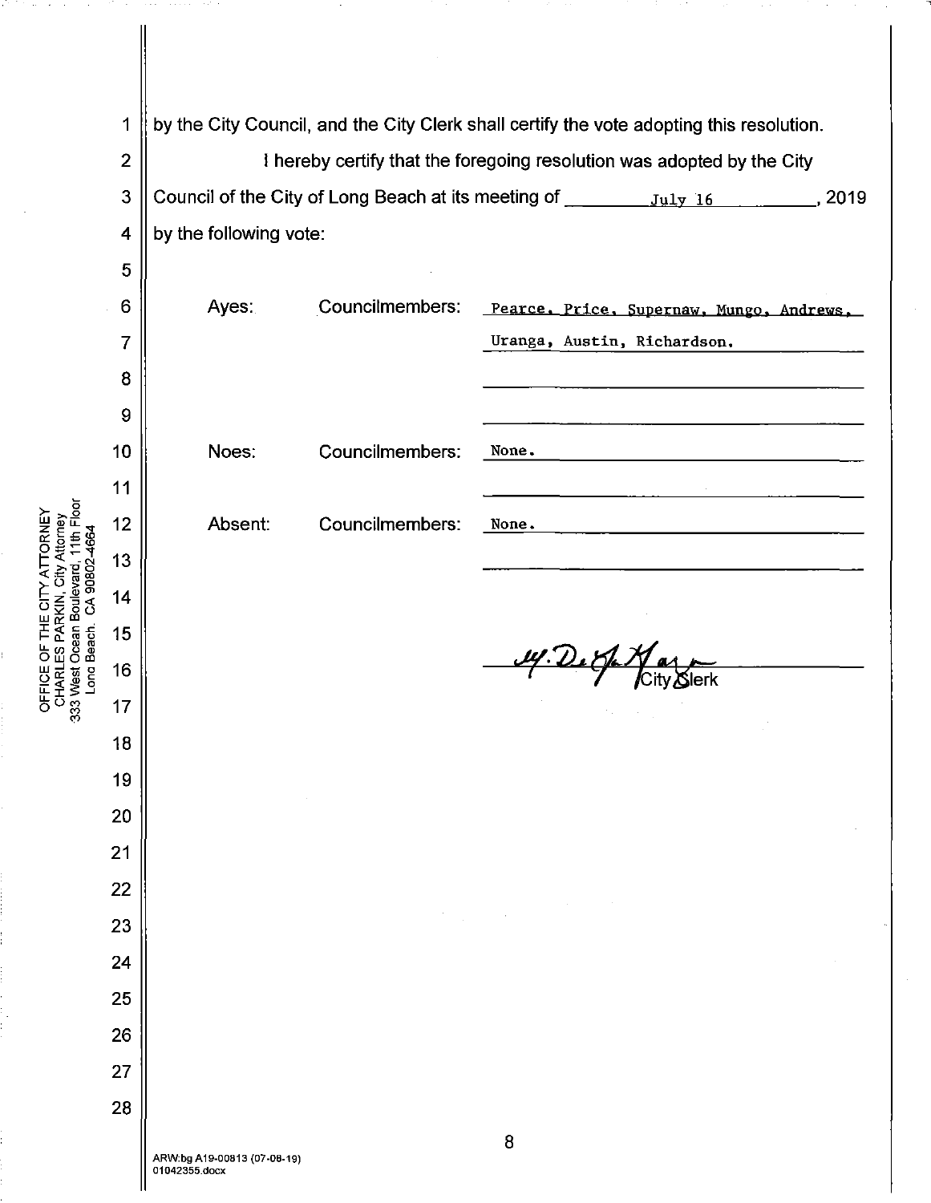by the City Council, and the City Clerk shall certify the vote adopting this resolution.

I hereby certify that the foregoing resolution was adopted by the City Council of the City of Long Beach at its meeting of July 16, 2019 by the following vote:

| | | |
|---|---|---|
| Ayes: | Councilmembers: | Pearce, Price, Supernaw, Mungo, Andrews, Uranga, Austin, Richardson. |
| Noes: | Councilmembers: | None. |
| Absent: | Councilmembers: | None. |

City Clerk

ARW:bg A19-00813 (07-08-19)
01042355.docx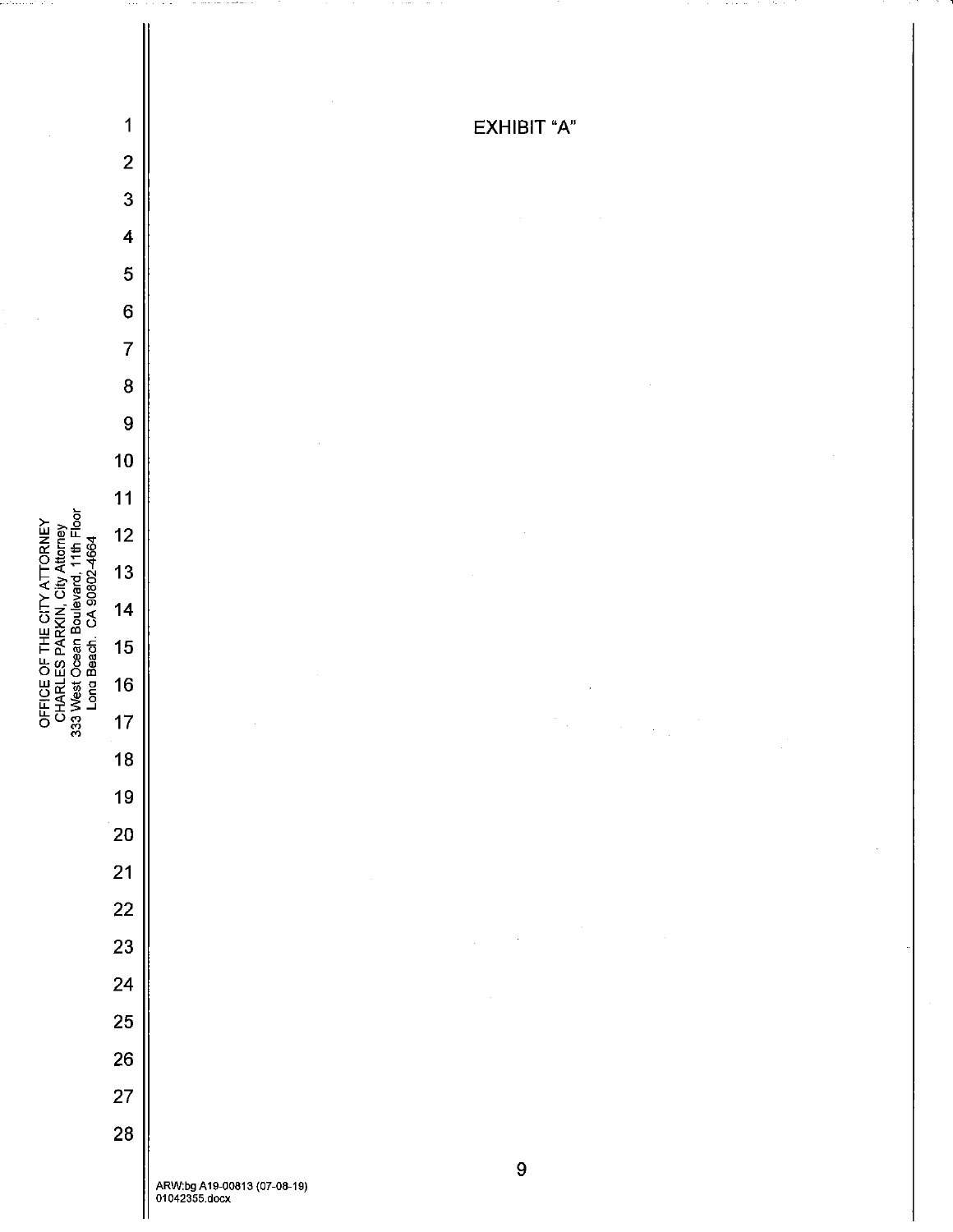EXHIBIT "A"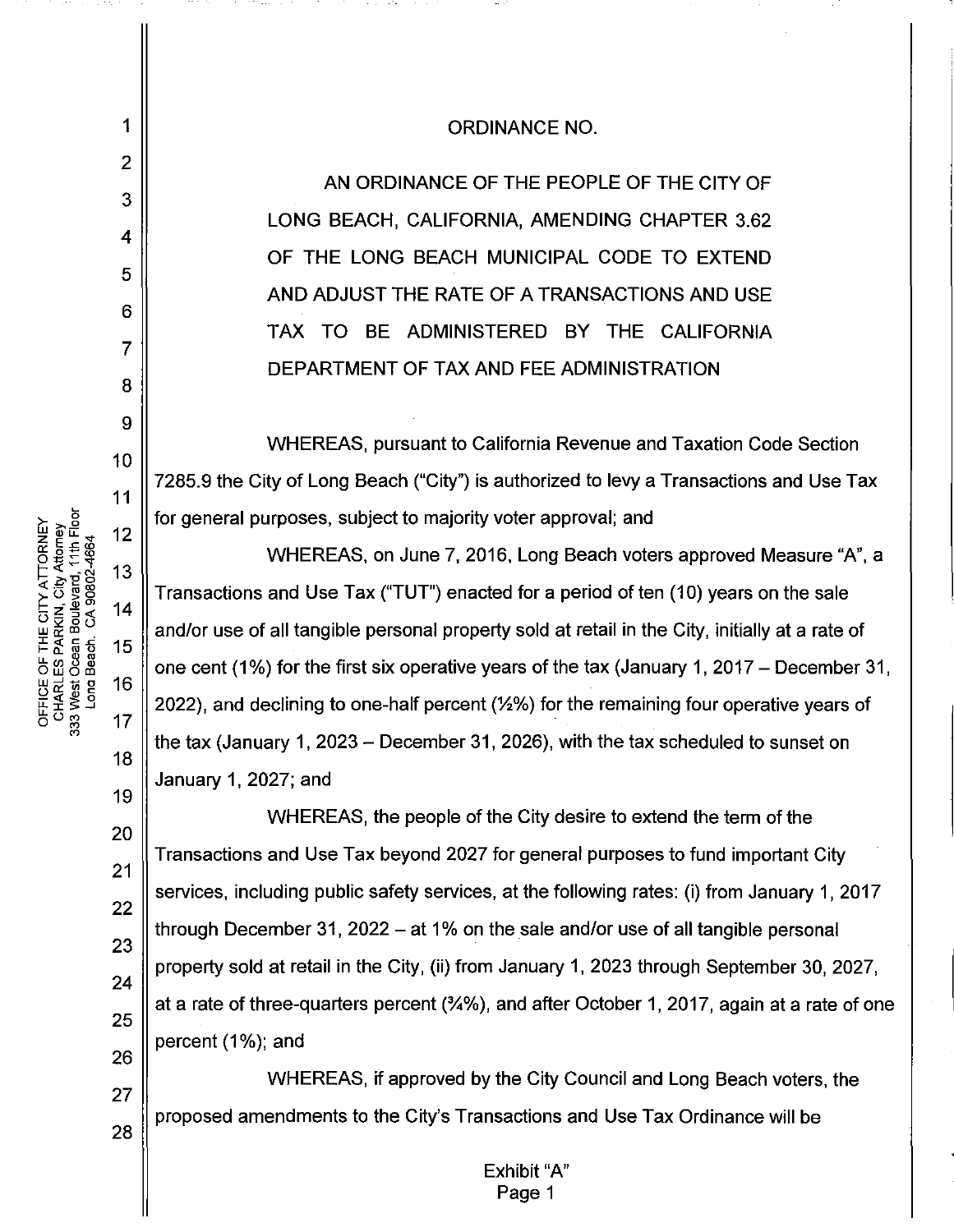ORDINANCE NO.

AN ORDINANCE OF THE PEOPLE OF THE CITY OF LONG BEACH, CALIFORNIA, AMENDING CHAPTER 3.62 OF THE LONG BEACH MUNICIPAL CODE TO EXTEND AND ADJUST THE RATE OF A TRANSACTIONS AND USE TAX TO BE ADMINISTERED BY THE CALIFORNIA DEPARTMENT OF TAX AND FEE ADMINISTRATION

WHEREAS, pursuant to California Revenue and Taxation Code Section 7285.9 the City of Long Beach ("City") is authorized to levy a Transactions and Use Tax for general purposes, subject to majority voter approval; and

WHEREAS, on June 7, 2016, Long Beach voters approved Measure "A", a Transactions and Use Tax ("TUT") enacted for a period of ten (10) years on the sale and/or use of all tangible personal property sold at retail in the City, initially at a rate of one cent (1%) for the first six operative years of the tax (January 1, 2017 – December 31, 2022), and declining to one-half percent (½%) for the remaining four operative years of the tax (January 1, 2023 – December 31, 2026), with the tax scheduled to sunset on January 1, 2027; and

WHEREAS, the people of the City desire to extend the term of the Transactions and Use Tax beyond 2027 for general purposes to fund important City services, including public safety services, at the following rates: (i) from January 1, 2017 through December 31, 2022 – at 1% on the sale and/or use of all tangible personal property sold at retail in the City, (ii) from January 1, 2023 through September 30, 2027, at a rate of three-quarters percent (¾%), and after October 1, 2017, again at a rate of one percent (1%); and

WHEREAS, if approved by the City Council and Long Beach voters, the proposed amendments to the City's Transactions and Use Tax Ordinance will be

Exhibit "A"
Page 1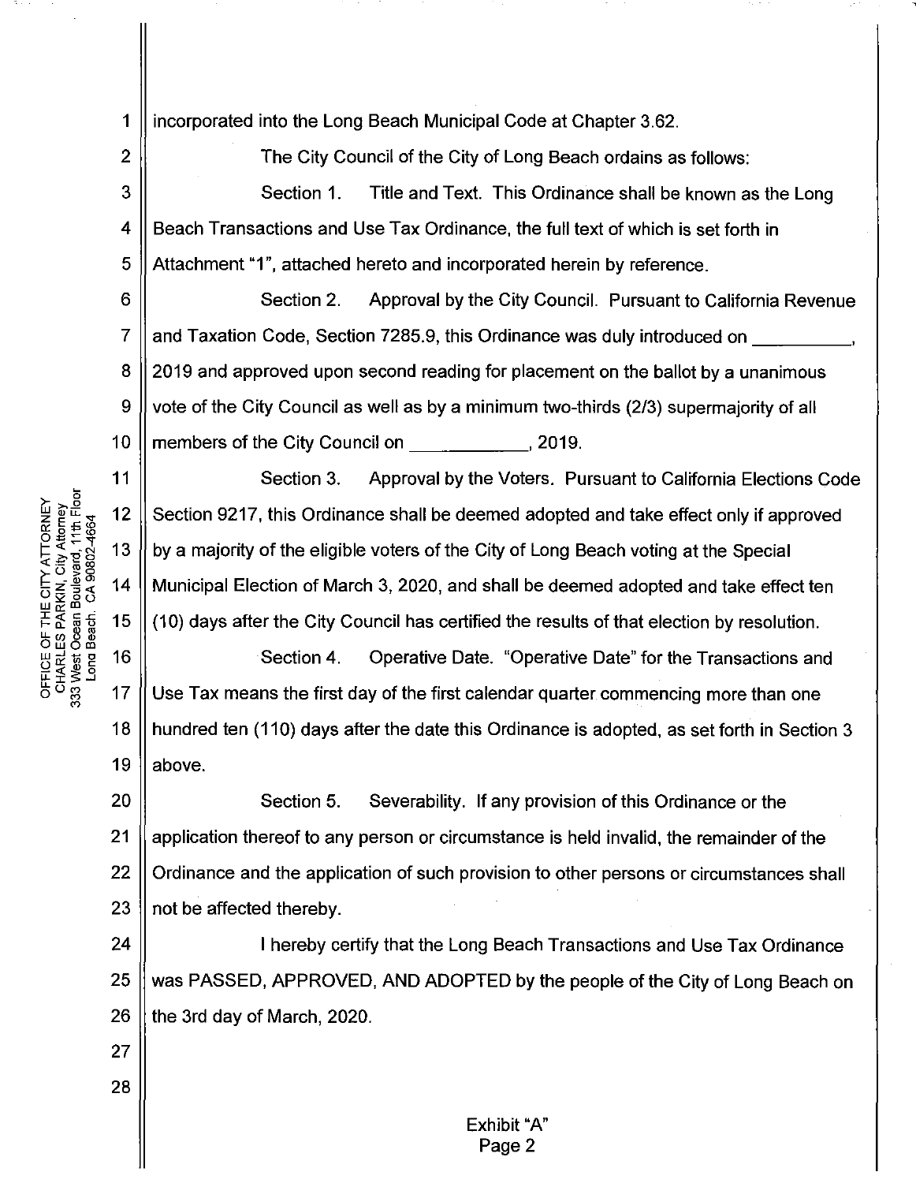incorporated into the Long Beach Municipal Code at Chapter 3.62.

The City Council of the City of Long Beach ordains as follows:

Section 1. Title and Text. This Ordinance shall be known as the Long Beach Transactions and Use Tax Ordinance, the full text of which is set forth in Attachment "1", attached hereto and incorporated herein by reference.

Section 2. Approval by the City Council. Pursuant to California Revenue and Taxation Code, Section 7285.9, this Ordinance was duly introduced on __________, 2019 and approved upon second reading for placement on the ballot by a unanimous vote of the City Council as well as by a minimum two-thirds (2/3) supermajority of all members of the City Council on ___________, 2019.

Section 3. Approval by the Voters. Pursuant to California Elections Code Section 9217, this Ordinance shall be deemed adopted and take effect only if approved by a majority of the eligible voters of the City of Long Beach voting at the Special Municipal Election of March 3, 2020, and shall be deemed adopted and take effect ten (10) days after the City Council has certified the results of that election by resolution.

Section 4. Operative Date. "Operative Date" for the Transactions and Use Tax means the first day of the first calendar quarter commencing more than one hundred ten (110) days after the date this Ordinance is adopted, as set forth in Section 3 above.

Section 5. Severability. If any provision of this Ordinance or the application thereof to any person or circumstance is held invalid, the remainder of the Ordinance and the application of such provision to other persons or circumstances shall not be affected thereby.

I hereby certify that the Long Beach Transactions and Use Tax Ordinance was PASSED, APPROVED, AND ADOPTED by the people of the City of Long Beach on the 3rd day of March, 2020.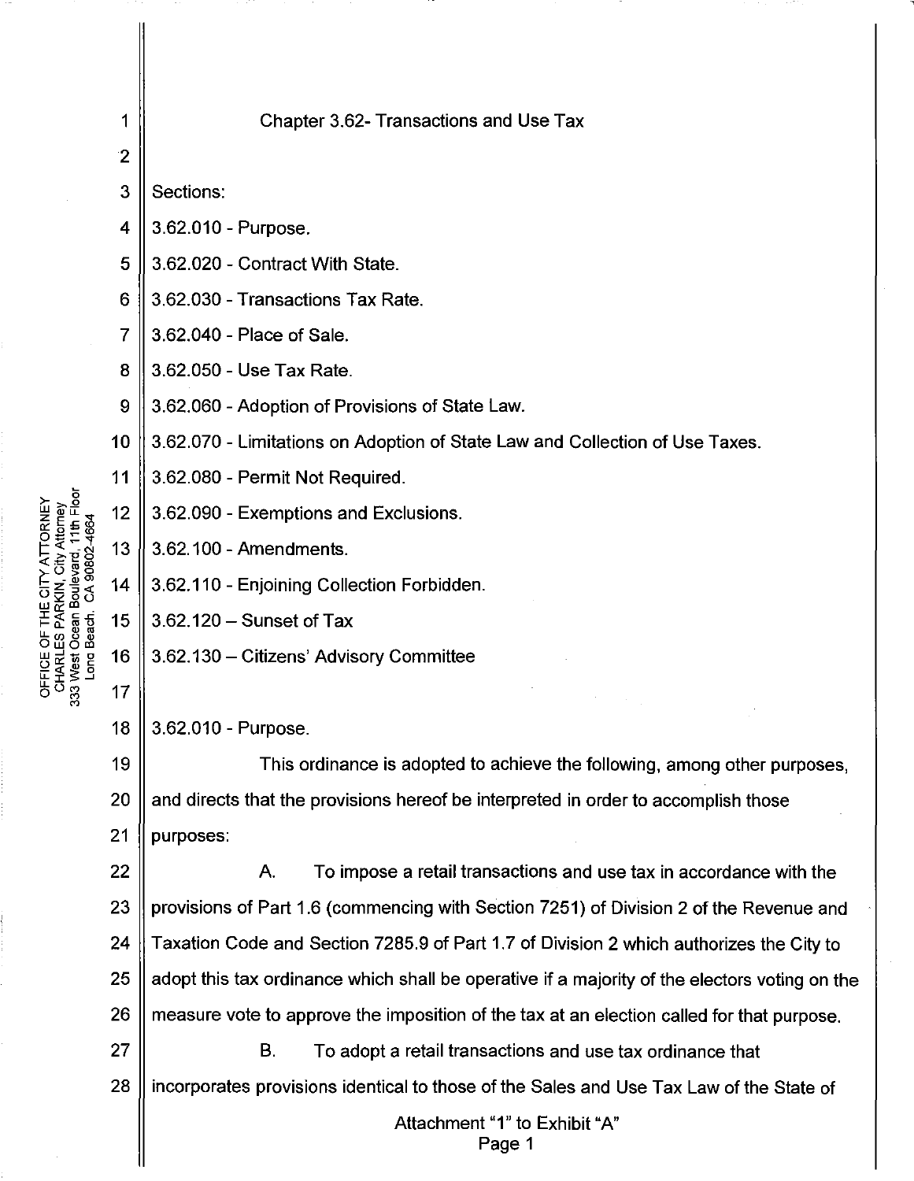# Chapter 3.62- Transactions and Use Tax

Sections:

3.62.010 - Purpose.

3.62.020 - Contract With State.

3.62.030 - Transactions Tax Rate.

3.62.040 - Place of Sale.

3.62.050 - Use Tax Rate.

3.62.060 - Adoption of Provisions of State Law.

3.62.070 - Limitations on Adoption of State Law and Collection of Use Taxes.

3.62.080 - Permit Not Required.

3.62.090 - Exemptions and Exclusions.

3.62.100 - Amendments.

3.62.110 - Enjoining Collection Forbidden.

3.62.120 – Sunset of Tax

3.62.130 – Citizens' Advisory Committee

## 3.62.010 - Purpose.

This ordinance is adopted to achieve the following, among other purposes, and directs that the provisions hereof be interpreted in order to accomplish those purposes:

A. To impose a retail transactions and use tax in accordance with the provisions of Part 1.6 (commencing with Section 7251) of Division 2 of the Revenue and Taxation Code and Section 7285.9 of Part 1.7 of Division 2 which authorizes the City to adopt this tax ordinance which shall be operative if a majority of the electors voting on the measure vote to approve the imposition of the tax at an election called for that purpose.

B. To adopt a retail transactions and use tax ordinance that incorporates provisions identical to those of the Sales and Use Tax Law of the State of

Attachment "1" to Exhibit "A"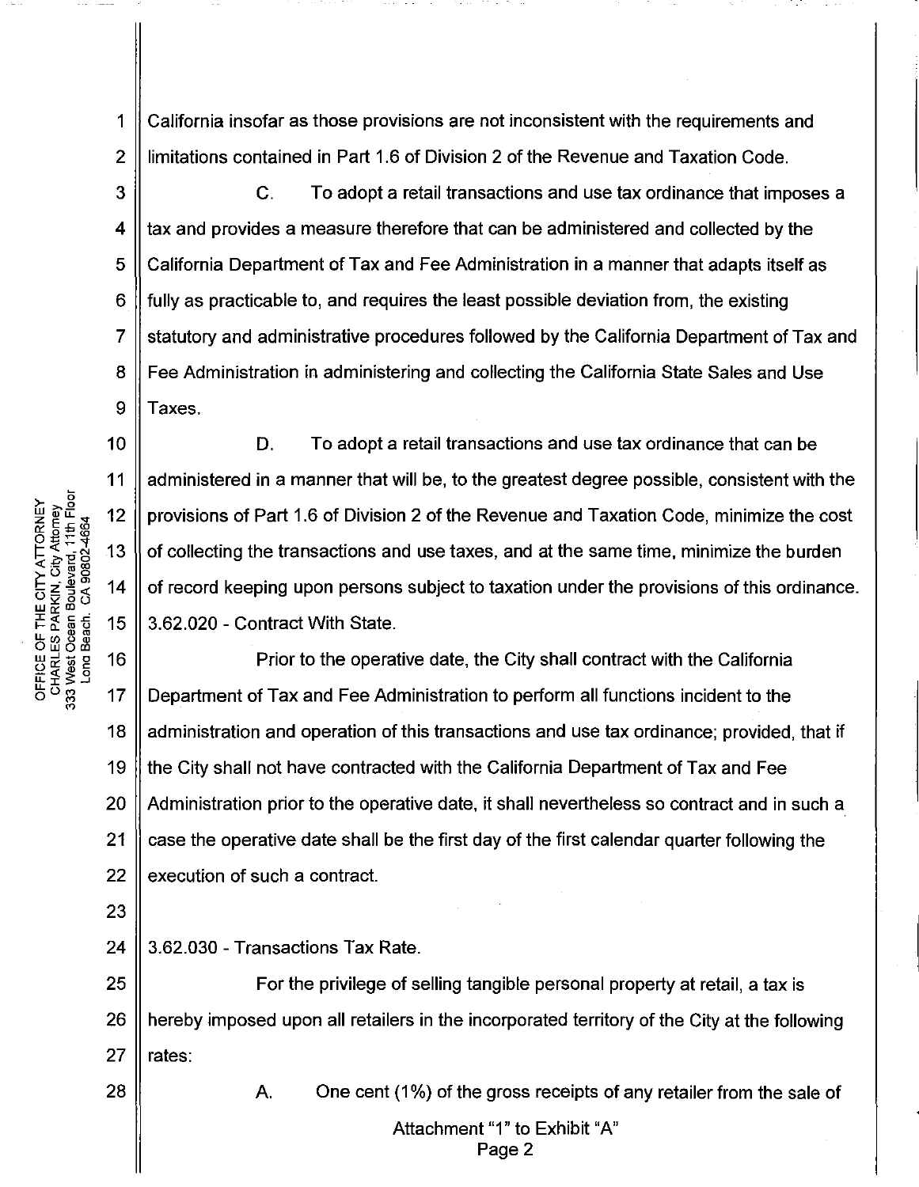California insofar as those provisions are not inconsistent with the requirements and limitations contained in Part 1.6 of Division 2 of the Revenue and Taxation Code.

C. To adopt a retail transactions and use tax ordinance that imposes a tax and provides a measure therefore that can be administered and collected by the California Department of Tax and Fee Administration in a manner that adapts itself as fully as practicable to, and requires the least possible deviation from, the existing statutory and administrative procedures followed by the California Department of Tax and Fee Administration in administering and collecting the California State Sales and Use Taxes.

D. To adopt a retail transactions and use tax ordinance that can be administered in a manner that will be, to the greatest degree possible, consistent with the provisions of Part 1.6 of Division 2 of the Revenue and Taxation Code, minimize the cost of collecting the transactions and use taxes, and at the same time, minimize the burden of record keeping upon persons subject to taxation under the provisions of this ordinance.

3.62.020 - Contract With State.

Prior to the operative date, the City shall contract with the California Department of Tax and Fee Administration to perform all functions incident to the administration and operation of this transactions and use tax ordinance; provided, that if the City shall not have contracted with the California Department of Tax and Fee Administration prior to the operative date, it shall nevertheless so contract and in such a case the operative date shall be the first day of the first calendar quarter following the execution of such a contract.

3.62.030 - Transactions Tax Rate.

For the privilege of selling tangible personal property at retail, a tax is hereby imposed upon all retailers in the incorporated territory of the City at the following rates:

A. One cent (1%) of the gross receipts of any retailer from the sale of

Attachment "1" to Exhibit "A"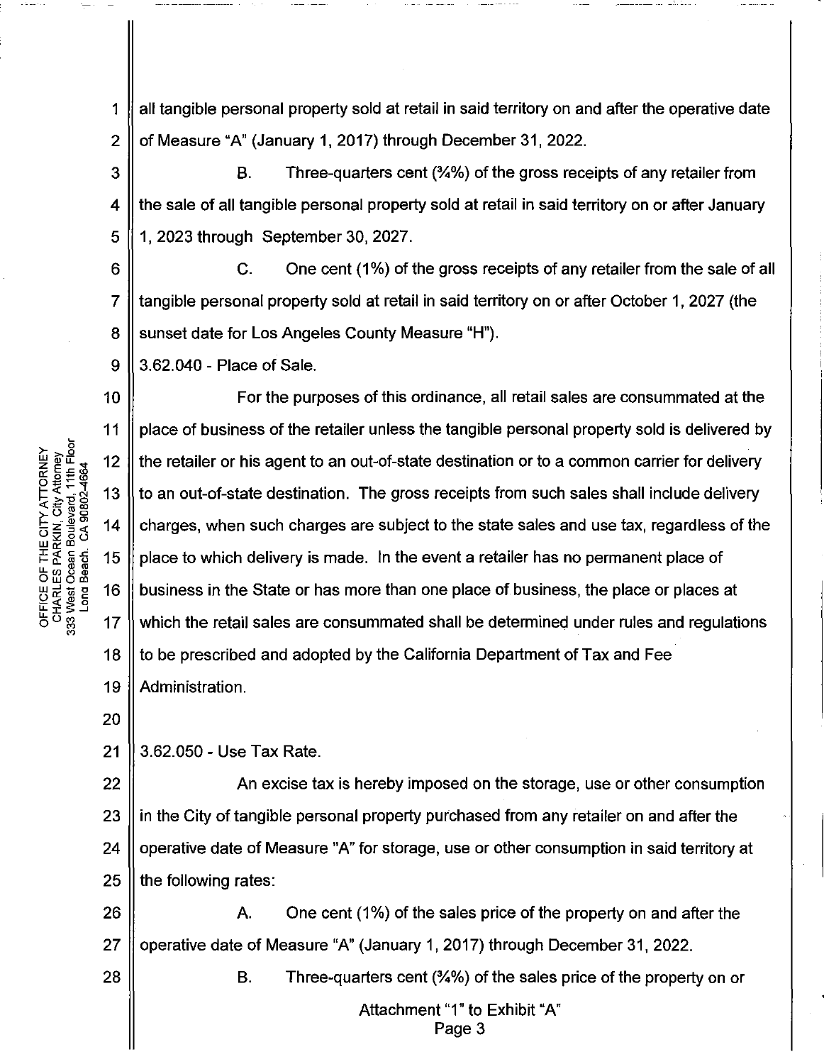all tangible personal property sold at retail in said territory on and after the operative date of Measure "A" (January 1, 2017) through December 31, 2022.

B. Three-quarters cent (¾%) of the gross receipts of any retailer from the sale of all tangible personal property sold at retail in said territory on or after January 1, 2023 through September 30, 2027.

C. One cent (1%) of the gross receipts of any retailer from the sale of all tangible personal property sold at retail in said territory on or after October 1, 2027 (the sunset date for Los Angeles County Measure "H").

3.62.040 - Place of Sale.

For the purposes of this ordinance, all retail sales are consummated at the place of business of the retailer unless the tangible personal property sold is delivered by the retailer or his agent to an out-of-state destination or to a common carrier for delivery to an out-of-state destination. The gross receipts from such sales shall include delivery charges, when such charges are subject to the state sales and use tax, regardless of the place to which delivery is made. In the event a retailer has no permanent place of business in the State or has more than one place of business, the place or places at which the retail sales are consummated shall be determined under rules and regulations to be prescribed and adopted by the California Department of Tax and Fee Administration.

3.62.050 - Use Tax Rate.

An excise tax is hereby imposed on the storage, use or other consumption in the City of tangible personal property purchased from any retailer on and after the operative date of Measure "A" for storage, use or other consumption in said territory at the following rates:

A. One cent (1%) of the sales price of the property on and after the operative date of Measure "A" (January 1, 2017) through December 31, 2022.

B. Three-quarters cent (¾%) of the sales price of the property on or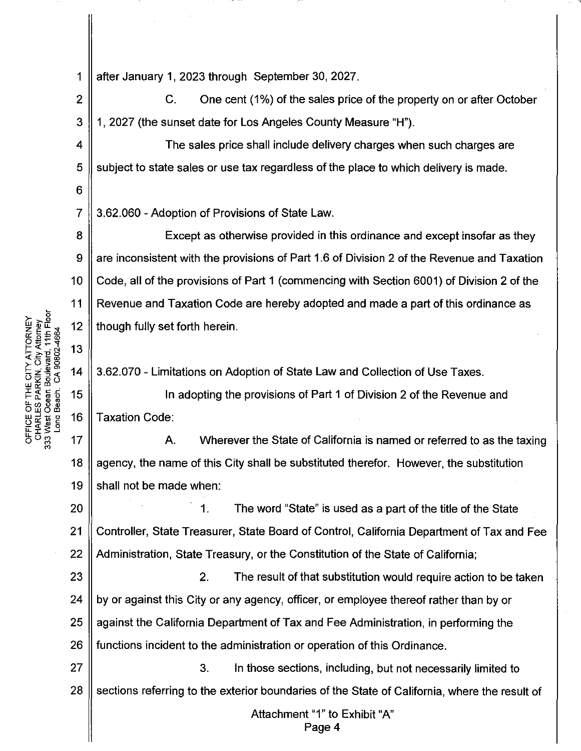after January 1, 2023 through September 30, 2027.

C. One cent (1%) of the sales price of the property on or after October 1, 2027 (the sunset date for Los Angeles County Measure "H").

The sales price shall include delivery charges when such charges are subject to state sales or use tax regardless of the place to which delivery is made.

3.62.060 - Adoption of Provisions of State Law.

Except as otherwise provided in this ordinance and except insofar as they are inconsistent with the provisions of Part 1.6 of Division 2 of the Revenue and Taxation Code, all of the provisions of Part 1 (commencing with Section 6001) of Division 2 of the Revenue and Taxation Code are hereby adopted and made a part of this ordinance as though fully set forth herein.

3.62.070 - Limitations on Adoption of State Law and Collection of Use Taxes.

In adopting the provisions of Part 1 of Division 2 of the Revenue and Taxation Code:

A. Wherever the State of California is named or referred to as the taxing agency, the name of this City shall be substituted therefor. However, the substitution shall not be made when:

1. The word "State" is used as a part of the title of the State Controller, State Treasurer, State Board of Control, California Department of Tax and Fee Administration, State Treasury, or the Constitution of the State of California;

2. The result of that substitution would require action to be taken by or against this City or any agency, officer, or employee thereof rather than by or against the California Department of Tax and Fee Administration, in performing the functions incident to the administration or operation of this Ordinance.

3. In those sections, including, but not necessarily limited to sections referring to the exterior boundaries of the State of California, where the result of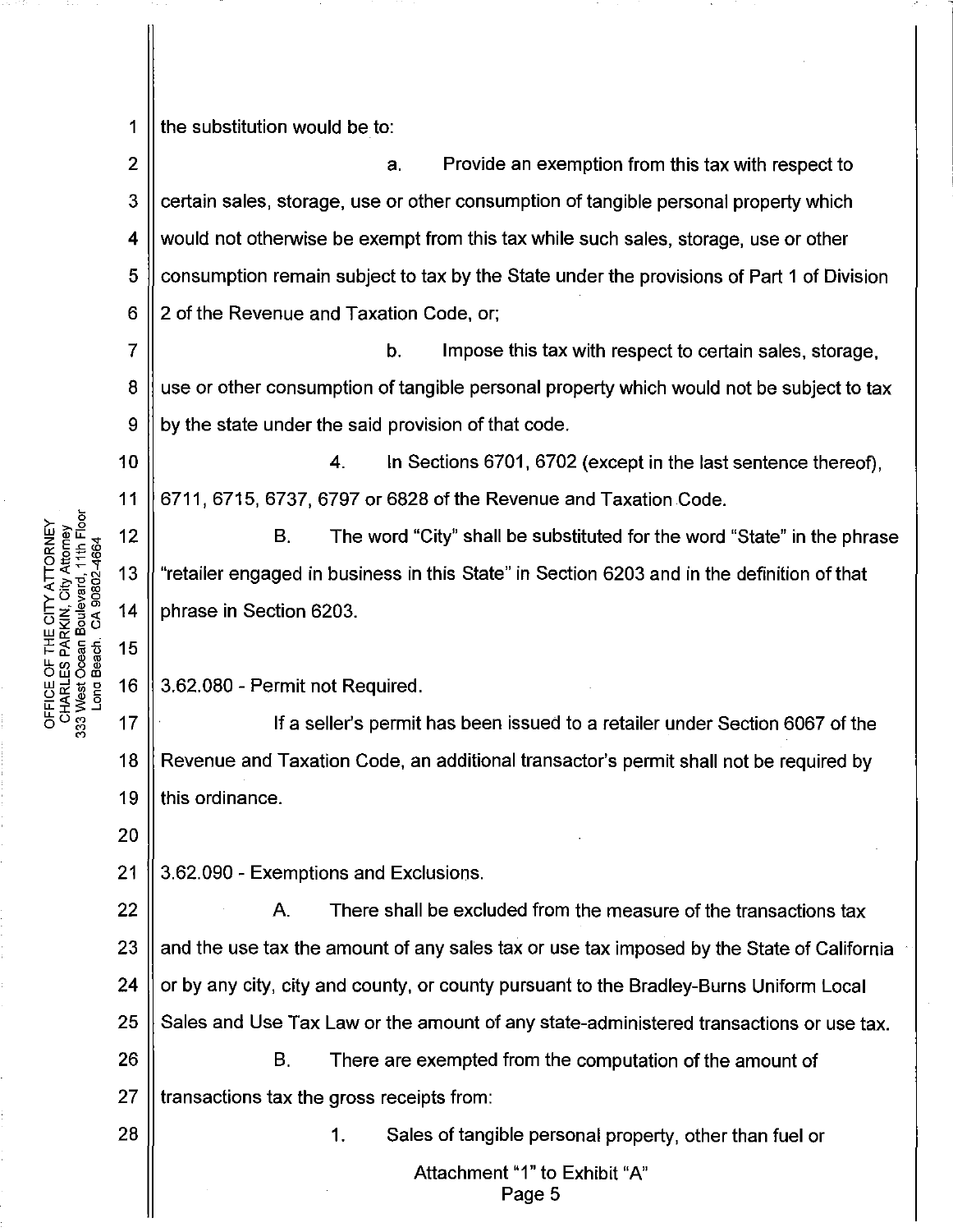the substitution would be to:

a. Provide an exemption from this tax with respect to certain sales, storage, use or other consumption of tangible personal property which would not otherwise be exempt from this tax while such sales, storage, use or other consumption remain subject to tax by the State under the provisions of Part 1 of Division 2 of the Revenue and Taxation Code, or;

b. Impose this tax with respect to certain sales, storage, use or other consumption of tangible personal property which would not be subject to tax by the state under the said provision of that code.

4. In Sections 6701, 6702 (except in the last sentence thereof), 6711, 6715, 6737, 6797 or 6828 of the Revenue and Taxation Code.

B. The word "City" shall be substituted for the word "State" in the phrase "retailer engaged in business in this State" in Section 6203 and in the definition of that phrase in Section 6203.

3.62.080 - Permit not Required.

If a seller's permit has been issued to a retailer under Section 6067 of the Revenue and Taxation Code, an additional transactor's permit shall not be required by this ordinance.

3.62.090 - Exemptions and Exclusions.

A. There shall be excluded from the measure of the transactions tax and the use tax the amount of any sales tax or use tax imposed by the State of California or by any city, city and county, or county pursuant to the Bradley-Burns Uniform Local Sales and Use Tax Law or the amount of any state-administered transactions or use tax.

B. There are exempted from the computation of the amount of transactions tax the gross receipts from:

1. Sales of tangible personal property, other than fuel or

Attachment "1" to Exhibit "A"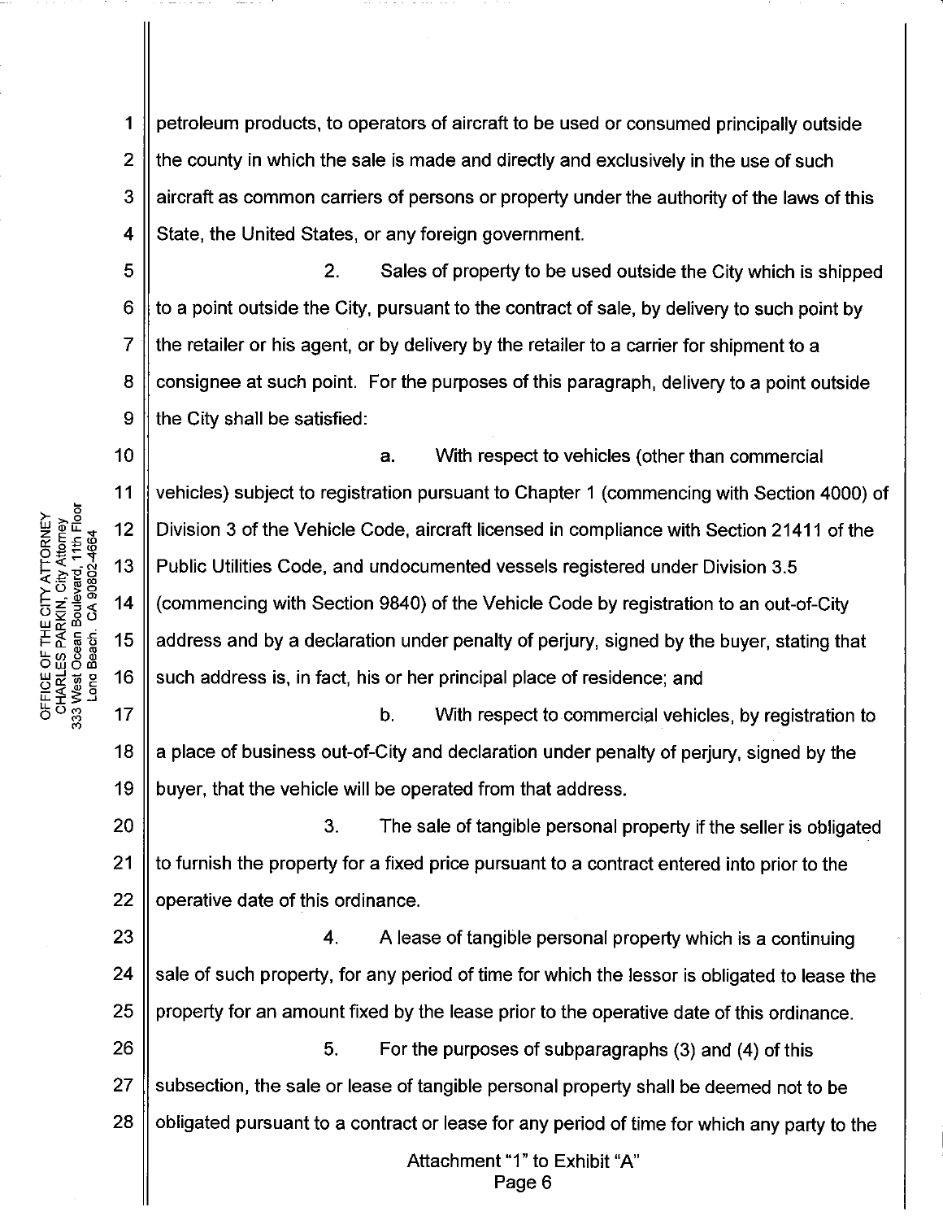petroleum products, to operators of aircraft to be used or consumed principally outside the county in which the sale is made and directly and exclusively in the use of such aircraft as common carriers of persons or property under the authority of the laws of this State, the United States, or any foreign government.

2. Sales of property to be used outside the City which is shipped to a point outside the City, pursuant to the contract of sale, by delivery to such point by the retailer or his agent, or by delivery by the retailer to a carrier for shipment to a consignee at such point. For the purposes of this paragraph, delivery to a point outside the City shall be satisfied:

a. With respect to vehicles (other than commercial vehicles) subject to registration pursuant to Chapter 1 (commencing with Section 4000) of Division 3 of the Vehicle Code, aircraft licensed in compliance with Section 21411 of the Public Utilities Code, and undocumented vessels registered under Division 3.5 (commencing with Section 9840) of the Vehicle Code by registration to an out-of-City address and by a declaration under penalty of perjury, signed by the buyer, stating that such address is, in fact, his or her principal place of residence; and

b. With respect to commercial vehicles, by registration to a place of business out-of-City and declaration under penalty of perjury, signed by the buyer, that the vehicle will be operated from that address.

3. The sale of tangible personal property if the seller is obligated to furnish the property for a fixed price pursuant to a contract entered into prior to the operative date of this ordinance.

4. A lease of tangible personal property which is a continuing sale of such property, for any period of time for which the lessor is obligated to lease the property for an amount fixed by the lease prior to the operative date of this ordinance.

5. For the purposes of subparagraphs (3) and (4) of this subsection, the sale or lease of tangible personal property shall be deemed not to be obligated pursuant to a contract or lease for any period of time for which any party to the

Attachment "1" to Exhibit "A"
Page 6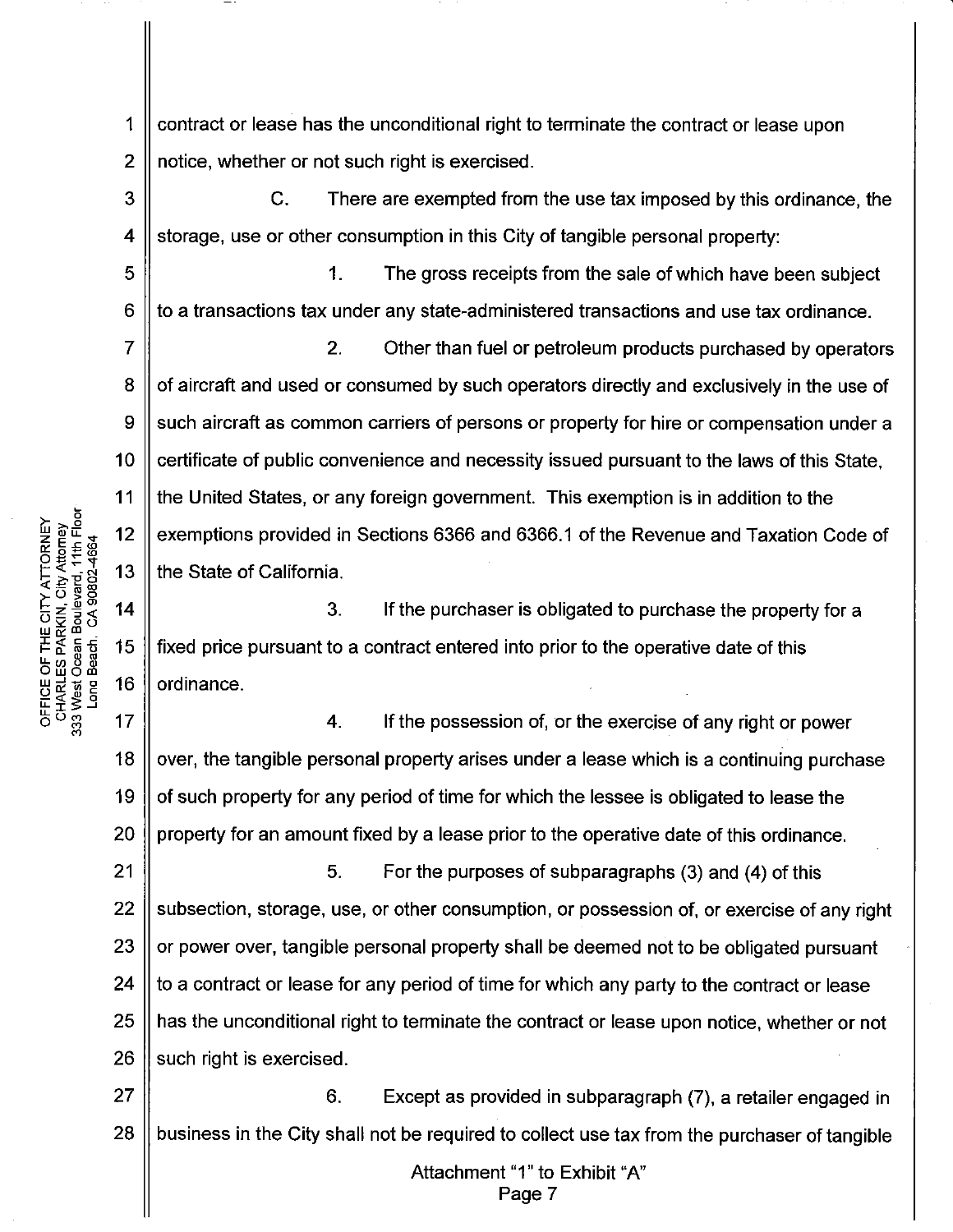contract or lease has the unconditional right to terminate the contract or lease upon notice, whether or not such right is exercised.

C. There are exempted from the use tax imposed by this ordinance, the storage, use or other consumption in this City of tangible personal property:

1. The gross receipts from the sale of which have been subject to a transactions tax under any state-administered transactions and use tax ordinance.

2. Other than fuel or petroleum products purchased by operators of aircraft and used or consumed by such operators directly and exclusively in the use of such aircraft as common carriers of persons or property for hire or compensation under a certificate of public convenience and necessity issued pursuant to the laws of this State, the United States, or any foreign government. This exemption is in addition to the exemptions provided in Sections 6366 and 6366.1 of the Revenue and Taxation Code of the State of California.

3. If the purchaser is obligated to purchase the property for a fixed price pursuant to a contract entered into prior to the operative date of this ordinance.

4. If the possession of, or the exercise of any right or power over, the tangible personal property arises under a lease which is a continuing purchase of such property for any period of time for which the lessee is obligated to lease the property for an amount fixed by a lease prior to the operative date of this ordinance.

5. For the purposes of subparagraphs (3) and (4) of this subsection, storage, use, or other consumption, or possession of, or exercise of any right or power over, tangible personal property shall be deemed not to be obligated pursuant to a contract or lease for any period of time for which any party to the contract or lease has the unconditional right to terminate the contract or lease upon notice, whether or not such right is exercised.

6. Except as provided in subparagraph (7), a retailer engaged in business in the City shall not be required to collect use tax from the purchaser of tangible

Attachment "1" to Exhibit "A"
Page 7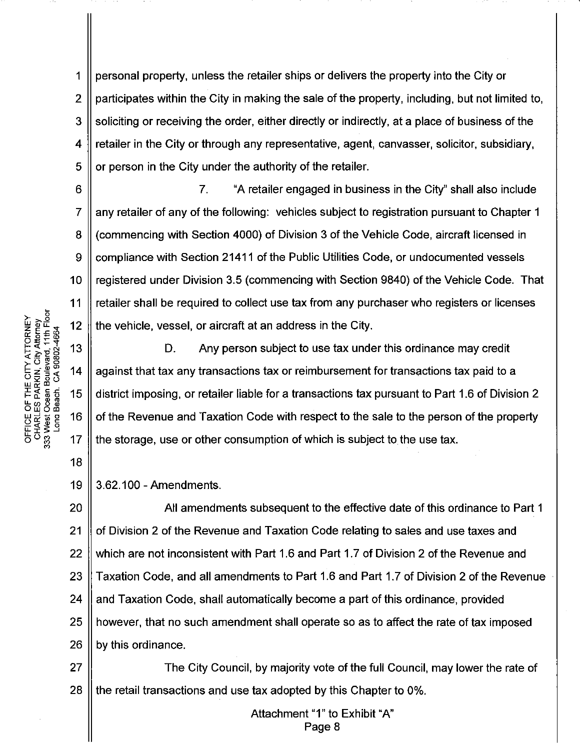personal property, unless the retailer ships or delivers the property into the City or participates within the City in making the sale of the property, including, but not limited to, soliciting or receiving the order, either directly or indirectly, at a place of business of the retailer in the City or through any representative, agent, canvasser, solicitor, subsidiary, or person in the City under the authority of the retailer.

7. "A retailer engaged in business in the City" shall also include any retailer of any of the following: vehicles subject to registration pursuant to Chapter 1 (commencing with Section 4000) of Division 3 of the Vehicle Code, aircraft licensed in compliance with Section 21411 of the Public Utilities Code, or undocumented vessels registered under Division 3.5 (commencing with Section 9840) of the Vehicle Code. That retailer shall be required to collect use tax from any purchaser who registers or licenses the vehicle, vessel, or aircraft at an address in the City.

D. Any person subject to use tax under this ordinance may credit against that tax any transactions tax or reimbursement for transactions tax paid to a district imposing, or retailer liable for a transactions tax pursuant to Part 1.6 of Division 2 of the Revenue and Taxation Code with respect to the sale to the person of the property the storage, use or other consumption of which is subject to the use tax.

3.62.100 - Amendments.

All amendments subsequent to the effective date of this ordinance to Part 1 of Division 2 of the Revenue and Taxation Code relating to sales and use taxes and which are not inconsistent with Part 1.6 and Part 1.7 of Division 2 of the Revenue and Taxation Code, and all amendments to Part 1.6 and Part 1.7 of Division 2 of the Revenue and Taxation Code, shall automatically become a part of this ordinance, provided however, that no such amendment shall operate so as to affect the rate of tax imposed by this ordinance.

The City Council, by majority vote of the full Council, may lower the rate of the retail transactions and use tax adopted by this Chapter to 0%.

Attachment "1" to Exhibit "A"
Page 8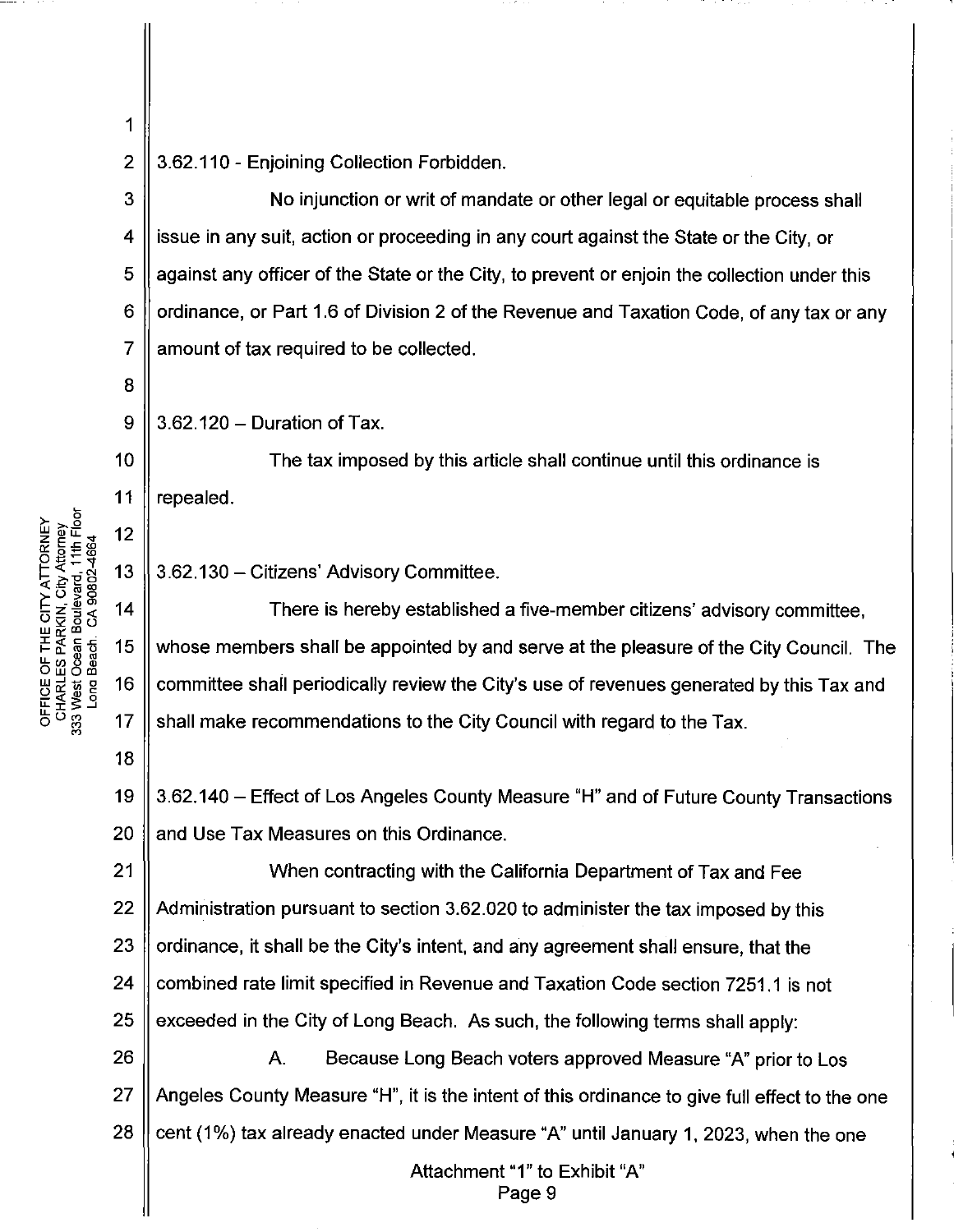3.62.110 - Enjoining Collection Forbidden.

No injunction or writ of mandate or other legal or equitable process shall issue in any suit, action or proceeding in any court against the State or the City, or against any officer of the State or the City, to prevent or enjoin the collection under this ordinance, or Part 1.6 of Division 2 of the Revenue and Taxation Code, of any tax or any amount of tax required to be collected.

3.62.120 – Duration of Tax.

The tax imposed by this article shall continue until this ordinance is repealed.

3.62.130 – Citizens' Advisory Committee.

There is hereby established a five-member citizens' advisory committee, whose members shall be appointed by and serve at the pleasure of the City Council. The committee shall periodically review the City's use of revenues generated by this Tax and shall make recommendations to the City Council with regard to the Tax.

3.62.140 – Effect of Los Angeles County Measure "H" and of Future County Transactions and Use Tax Measures on this Ordinance.

When contracting with the California Department of Tax and Fee Administration pursuant to section 3.62.020 to administer the tax imposed by this ordinance, it shall be the City's intent, and any agreement shall ensure, that the combined rate limit specified in Revenue and Taxation Code section 7251.1 is not exceeded in the City of Long Beach. As such, the following terms shall apply:

A. Because Long Beach voters approved Measure "A" prior to Los Angeles County Measure "H", it is the intent of this ordinance to give full effect to the one cent (1%) tax already enacted under Measure "A" until January 1, 2023, when the one

Attachment "1" to Exhibit "A"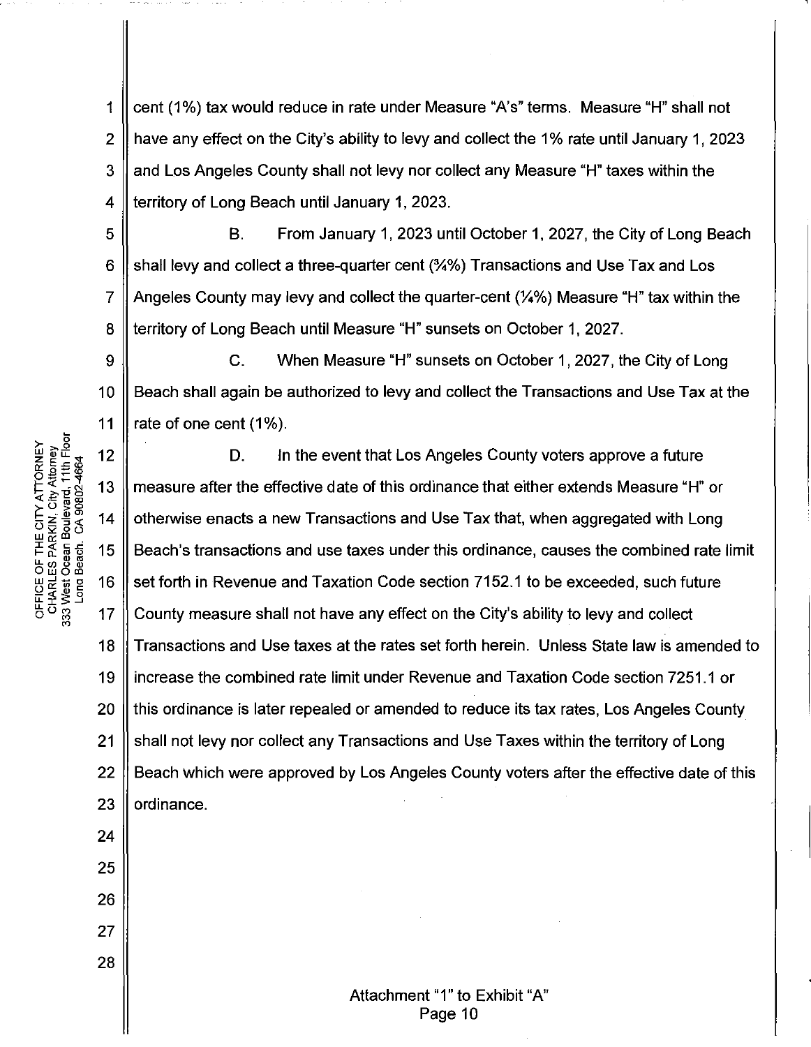cent (1%) tax would reduce in rate under Measure "A's" terms. Measure "H" shall not have any effect on the City's ability to levy and collect the 1% rate until January 1, 2023 and Los Angeles County shall not levy nor collect any Measure "H" taxes within the territory of Long Beach until January 1, 2023.

B. From January 1, 2023 until October 1, 2027, the City of Long Beach shall levy and collect a three-quarter cent (¾%) Transactions and Use Tax and Los Angeles County may levy and collect the quarter-cent (¼%) Measure "H" tax within the territory of Long Beach until Measure "H" sunsets on October 1, 2027.

C. When Measure "H" sunsets on October 1, 2027, the City of Long Beach shall again be authorized to levy and collect the Transactions and Use Tax at the rate of one cent (1%).

D. In the event that Los Angeles County voters approve a future measure after the effective date of this ordinance that either extends Measure "H" or otherwise enacts a new Transactions and Use Tax that, when aggregated with Long Beach's transactions and use taxes under this ordinance, causes the combined rate limit set forth in Revenue and Taxation Code section 7152.1 to be exceeded, such future County measure shall not have any effect on the City's ability to levy and collect Transactions and Use taxes at the rates set forth herein. Unless State law is amended to increase the combined rate limit under Revenue and Taxation Code section 7251.1 or this ordinance is later repealed or amended to reduce its tax rates, Los Angeles County shall not levy nor collect any Transactions and Use Taxes within the territory of Long Beach which were approved by Los Angeles County voters after the effective date of this ordinance.

Attachment "1" to Exhibit "A"
Page 10